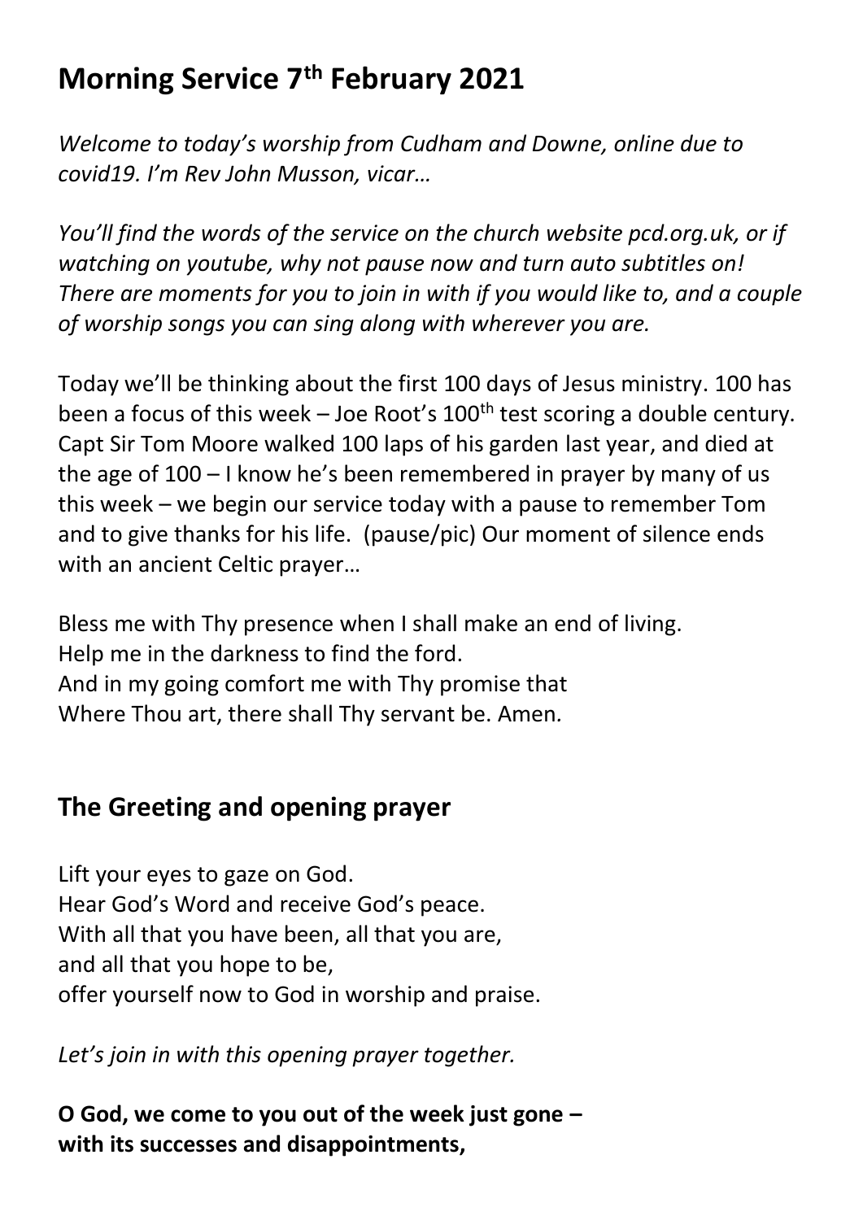# Morning Service 7th February 2021

*Welcome to today's worship from Cudham and Downe, online due to covid19. I'm Rev John Musson, vicar…*

*You'll find the words of the service on the church website pcd.org.uk, or if watching on youtube, why not pause now and turn auto subtitles on! There are moments for you to join in with if you would like to, and a couple of worship songs you can sing along with wherever you are.*

Today we'll be thinking about the first 100 days of Jesus ministry. 100 has been a focus of this week – Joe Root's 100th test scoring a double century. Capt Sir Tom Moore walked 100 laps of his garden last year, and died at the age of 100 – I know he's been remembered in prayer by many of us this week – we begin our service today with a pause to remember Tom and to give thanks for his life. (pause/pic) Our moment of silence ends with an ancient Celtic prayer…

Bless me with Thy presence when I shall make an end of living.
Help me in the darkness to find the ford.
And in my going comfort me with Thy promise that
Where Thou art, there shall Thy servant be. Amen*.*

## The Greeting and opening prayer

Lift your eyes to gaze on God.
Hear God's Word and receive God's peace.
With all that you have been, all that you are,
and all that you hope to be,
offer yourself now to God in worship and praise.

*Let's join in with this opening prayer together.*

**O God, we come to you out of the week just gone –**
**with its successes and disappointments,**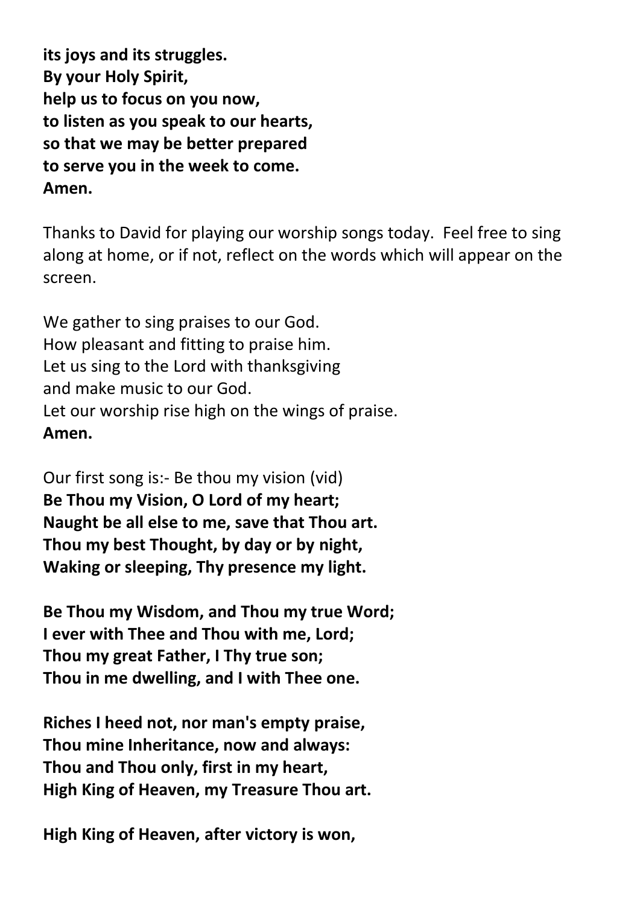**its joys and its struggles.**
**By your Holy Spirit,**
**help us to focus on you now,**
**to listen as you speak to our hearts,**
**so that we may be better prepared**
**to serve you in the week to come.**
**Amen.**

Thanks to David for playing our worship songs today. Feel free to sing along at home, or if not, reflect on the words which will appear on the screen.

We gather to sing praises to our God.
How pleasant and fitting to praise him.
Let us sing to the Lord with thanksgiving
and make music to our God.
Let our worship rise high on the wings of praise.
**Amen.**

Our first song is:- Be thou my vision (vid)
**Be Thou my Vision, O Lord of my heart;**
**Naught be all else to me, save that Thou art.**
**Thou my best Thought, by day or by night,**
**Waking or sleeping, Thy presence my light.**

**Be Thou my Wisdom, and Thou my true Word;**
**I ever with Thee and Thou with me, Lord;**
**Thou my great Father, I Thy true son;**
**Thou in me dwelling, and I with Thee one.**

**Riches I heed not, nor man's empty praise,**
**Thou mine Inheritance, now and always:**
**Thou and Thou only, first in my heart,**
**High King of Heaven, my Treasure Thou art.**

**High King of Heaven, after victory is won,**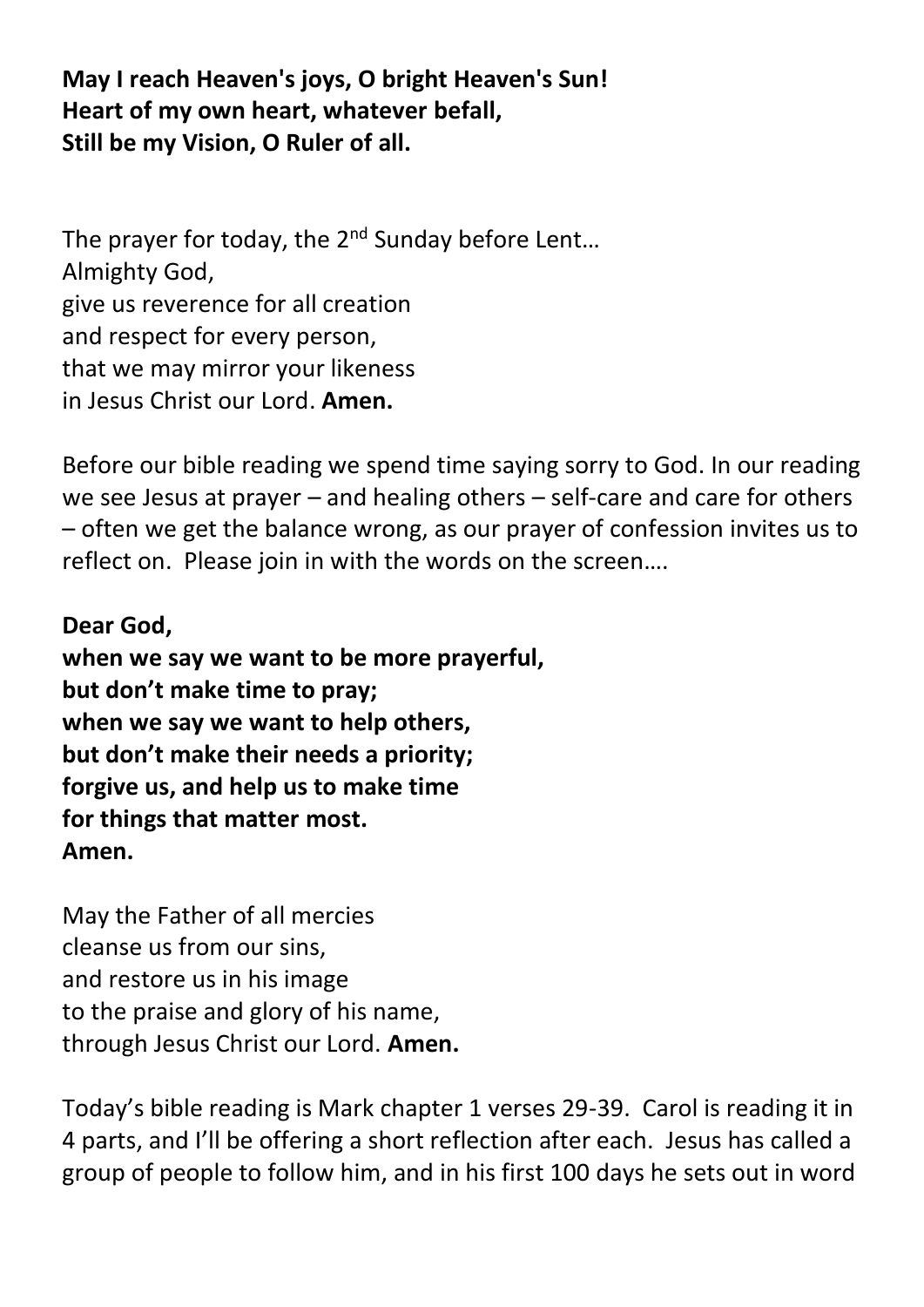**May I reach Heaven's joys, O bright Heaven's Sun!**
**Heart of my own heart, whatever befall,**
**Still be my Vision, O Ruler of all.**

The prayer for today, the 2nd Sunday before Lent…
Almighty God,
give us reverence for all creation
and respect for every person,
that we may mirror your likeness
in Jesus Christ our Lord. **Amen.**

Before our bible reading we spend time saying sorry to God. In our reading we see Jesus at prayer – and healing others – self-care and care for others – often we get the balance wrong, as our prayer of confession invites us to reflect on. Please join in with the words on the screen….

**Dear God,**
**when we say we want to be more prayerful,**
**but don't make time to pray;**
**when we say we want to help others,**
**but don't make their needs a priority;**
**forgive us, and help us to make time**
**for things that matter most.**
**Amen.**

May the Father of all mercies
cleanse us from our sins,
and restore us in his image
to the praise and glory of his name,
through Jesus Christ our Lord. **Amen.**

Today's bible reading is Mark chapter 1 verses 29-39. Carol is reading it in 4 parts, and I'll be offering a short reflection after each. Jesus has called a group of people to follow him, and in his first 100 days he sets out in word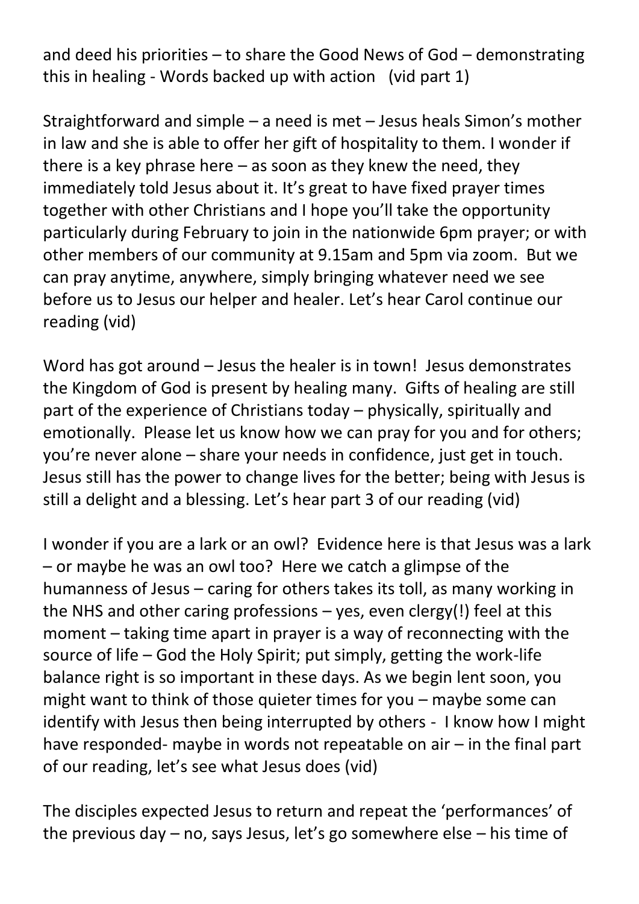and deed his priorities – to share the Good News of God – demonstrating this in healing - Words backed up with action  (vid part 1)

Straightforward and simple – a need is met – Jesus heals Simon's mother in law and she is able to offer her gift of hospitality to them. I wonder if there is a key phrase here – as soon as they knew the need, they immediately told Jesus about it. It's great to have fixed prayer times together with other Christians and I hope you'll take the opportunity particularly during February to join in the nationwide 6pm prayer; or with other members of our community at 9.15am and 5pm via zoom.  But we can pray anytime, anywhere, simply bringing whatever need we see before us to Jesus our helper and healer. Let's hear Carol continue our reading (vid)

Word has got around – Jesus the healer is in town!  Jesus demonstrates the Kingdom of God is present by healing many.  Gifts of healing are still part of the experience of Christians today – physically, spiritually and emotionally.  Please let us know how we can pray for you and for others; you're never alone – share your needs in confidence, just get in touch. Jesus still has the power to change lives for the better; being with Jesus is still a delight and a blessing. Let's hear part 3 of our reading (vid)

I wonder if you are a lark or an owl?  Evidence here is that Jesus was a lark – or maybe he was an owl too?  Here we catch a glimpse of the humanness of Jesus – caring for others takes its toll, as many working in the NHS and other caring professions – yes, even clergy(!) feel at this moment – taking time apart in prayer is a way of reconnecting with the source of life – God the Holy Spirit; put simply, getting the work-life balance right is so important in these days. As we begin lent soon, you might want to think of those quieter times for you – maybe some can identify with Jesus then being interrupted by others -  I know how I might have responded- maybe in words not repeatable on air – in the final part of our reading, let's see what Jesus does (vid)

The disciples expected Jesus to return and repeat the 'performances' of the previous day – no, says Jesus, let's go somewhere else – his time of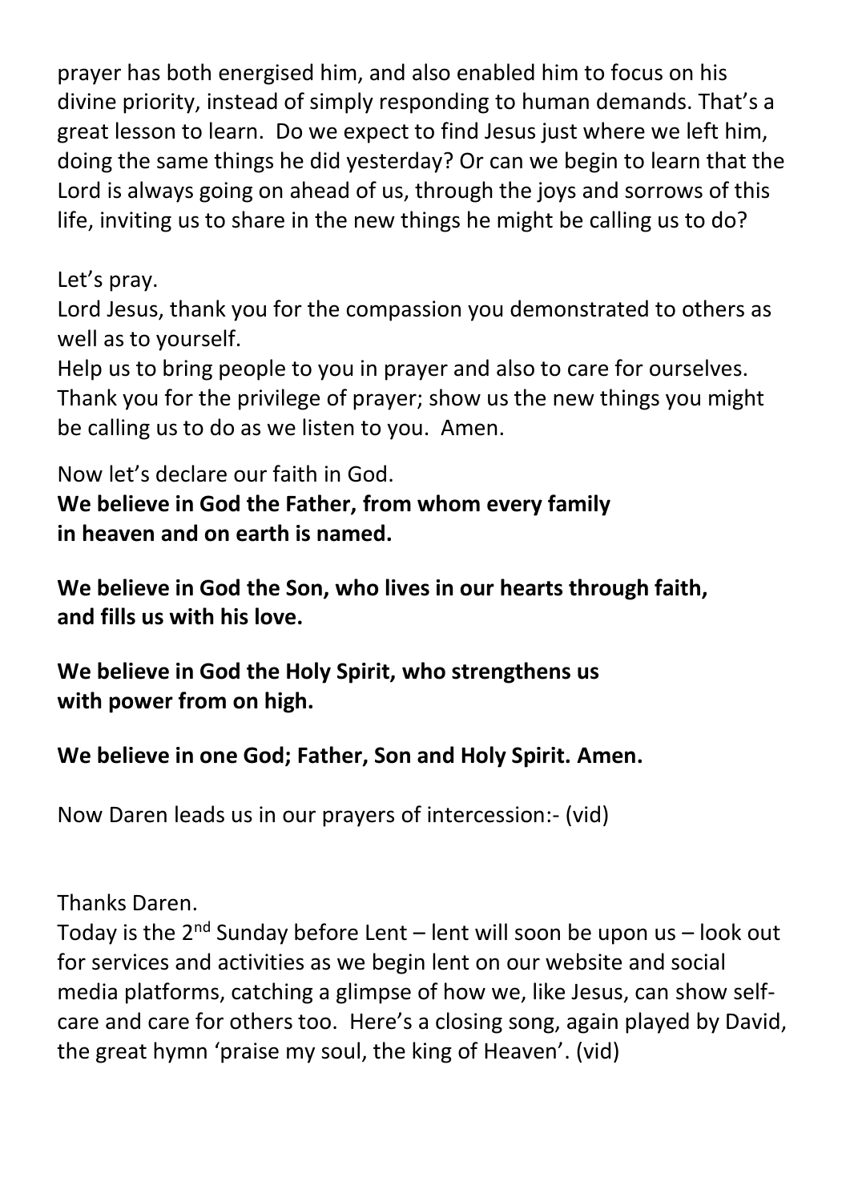prayer has both energised him, and also enabled him to focus on his divine priority, instead of simply responding to human demands. That's a great lesson to learn. Do we expect to find Jesus just where we left him, doing the same things he did yesterday? Or can we begin to learn that the Lord is always going on ahead of us, through the joys and sorrows of this life, inviting us to share in the new things he might be calling us to do?

Let's pray.
Lord Jesus, thank you for the compassion you demonstrated to others as well as to yourself.
Help us to bring people to you in prayer and also to care for ourselves.
Thank you for the privilege of prayer; show us the new things you might be calling us to do as we listen to you. Amen.

Now let's declare our faith in God.
**We believe in God the Father, from whom every family in heaven and on earth is named.**

**We believe in God the Son, who lives in our hearts through faith, and fills us with his love.**

**We believe in God the Holy Spirit, who strengthens us with power from on high.**

**We believe in one God; Father, Son and Holy Spirit. Amen.**

Now Daren leads us in our prayers of intercession:- (vid)

Thanks Daren.
Today is the 2nd Sunday before Lent – lent will soon be upon us – look out for services and activities as we begin lent on our website and social media platforms, catching a glimpse of how we, like Jesus, can show self-care and care for others too. Here's a closing song, again played by David, the great hymn 'praise my soul, the king of Heaven'. (vid)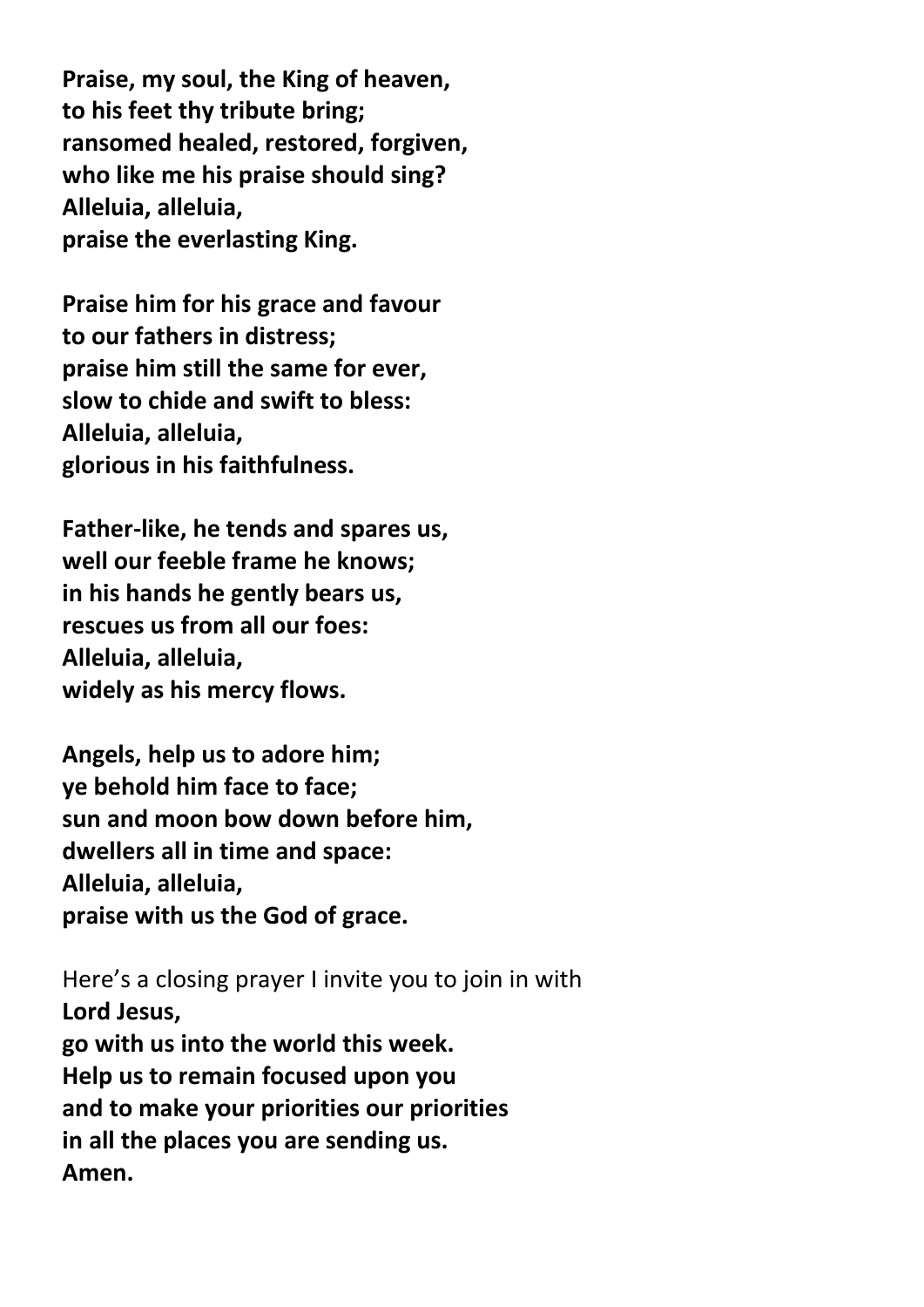**Praise, my soul, the King of heaven,**
**to his feet thy tribute bring;**
**ransomed healed, restored, forgiven,**
**who like me his praise should sing?**
**Alleluia, alleluia,**
**praise the everlasting King.**

**Praise him for his grace and favour**
**to our fathers in distress;**
**praise him still the same for ever,**
**slow to chide and swift to bless:**
**Alleluia, alleluia,**
**glorious in his faithfulness.**

**Father-like, he tends and spares us,**
**well our feeble frame he knows;**
**in his hands he gently bears us,**
**rescues us from all our foes:**
**Alleluia, alleluia,**
**widely as his mercy flows.**

**Angels, help us to adore him;**
**ye behold him face to face;**
**sun and moon bow down before him,**
**dwellers all in time and space:**
**Alleluia, alleluia,**
**praise with us the God of grace.**

Here's a closing prayer I invite you to join in with
**Lord Jesus,**
**go with us into the world this week.**
**Help us to remain focused upon you**
**and to make your priorities our priorities**
**in all the places you are sending us.**
**Amen.**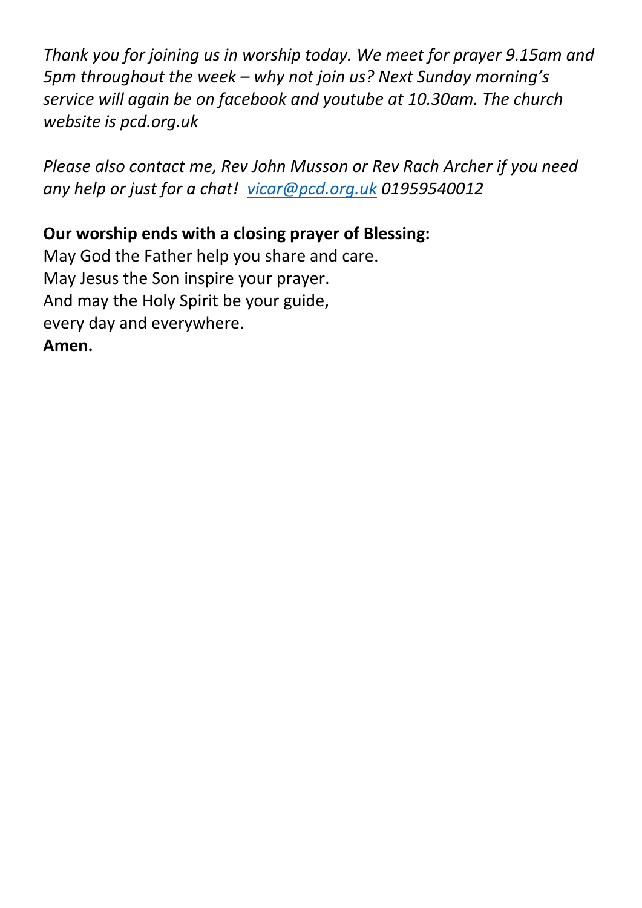*Thank you for joining us in worship today. We meet for prayer 9.15am and 5pm throughout the week – why not join us? Next Sunday morning's service will again be on facebook and youtube at 10.30am. The church website is pcd.org.uk*

*Please also contact me, Rev John Musson or Rev Rach Archer if you need any help or just for a chat! [vicar@pcd.org.uk](mailto:vicar@pcd.org.uk) 01959540012*

**Our worship ends with a closing prayer of Blessing:**

May God the Father help you share and care.  
May Jesus the Son inspire your prayer.  
And may the Holy Spirit be your guide,  
every day and everywhere.  
**Amen.**